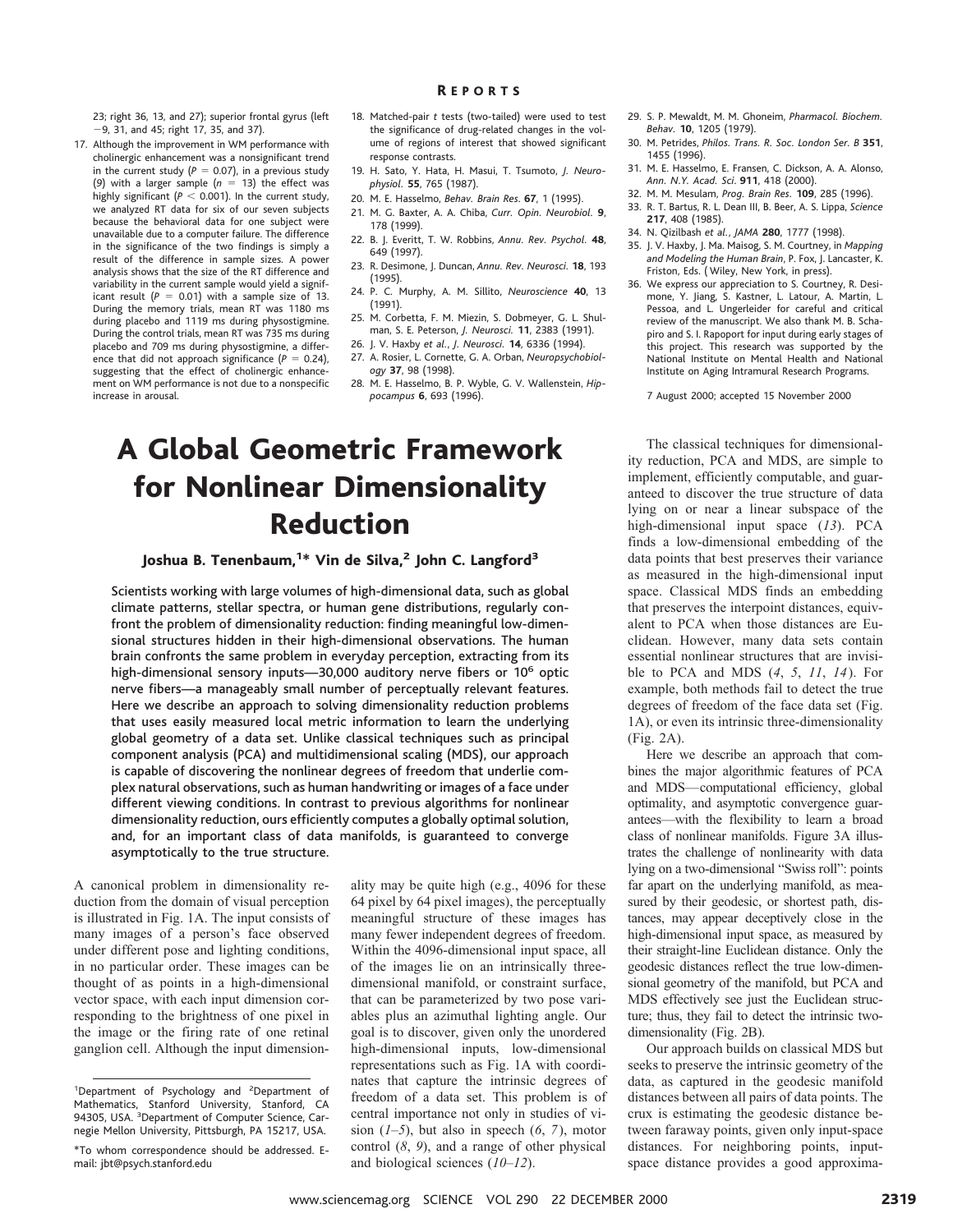23; right 36, 13, and 27); superior frontal gyrus (left −9, 31, and 45; right 17, 35, and 37).

17. Although the improvement in WM performance with cholinergic enhancement was a nonsignificant trend in the current study ($P = 0.07$), in a previous study (9) with a larger sample ($n = 13$) the effect was highly significant ($P < 0.001$). In the current study, we analyzed RT data for six of our seven subjects because the behavioral data for one subject were unavailable due to a computer failure. The difference in the significance of the two findings is simply a result of the difference in sample sizes. A power analysis shows that the size of the RT difference and variability in the current sample would yield a significant result ($P = 0.01$) with a sample size of 13. During the memory trials, mean RT was 1180 ms during placebo and 1119 ms during physostigmine. During the control trials, mean RT was 735 ms during placebo and 709 ms during physostigmine, a difference that did not approach significance ($P = 0.24$), suggesting that the effect of cholinergic enhancement on WM performance is not due to a nonspecific increase in arousal.
18. Matched-pair *t* tests (two-tailed) were used to test the significance of drug-related changes in the volume of regions of interest that showed significant response contrasts.
19. H. Sato, Y. Hata, H. Masui, T. Tsumoto, *J. Neurophysiol.* **55**, 765 (1987).
20. M. E. Hasselmo, *Behav. Brain Res.* **67**, 1 (1995).
21. M. G. Baxter, A. A. Chiba, *Curr. Opin. Neurobiol.* **9**, 178 (1999).
22. B. J. Everitt, T. W. Robbins, *Annu. Rev. Psychol.* **48**, 649 (1997).
23. R. Desimone, J. Duncan, *Annu. Rev. Neurosci.* **18**, 193 (1995).
24. P. C. Murphy, A. M. Sillito, *Neuroscience* **40**, 13 (1991).
25. M. Corbetta, F. M. Miezin, S. Dobmeyer, G. L. Shulman, S. E. Peterson, *J. Neurosci.* **11**, 2383 (1991).
26. J. V. Haxby *et al.*, *J. Neurosci.* **14**, 6336 (1994).
27. A. Rosier, L. Cornette, G. A. Orban, *Neuropsychobiology* **37**, 98 (1998).
28. M. E. Hasselmo, B. P. Wyble, G. V. Wallenstein, *Hippocampus* **6**, 693 (1996).
29. S. P. Mewaldt, M. M. Ghoneim, *Pharmacol. Biochem. Behav.* **10**, 1205 (1979).
30. M. Petrides, *Philos. Trans. R. Soc. London Ser. B* **351**, 1455 (1996).
31. M. E. Hasselmo, E. Fransen, C. Dickson, A. A. Alonso, *Ann. N.Y. Acad. Sci.* **911**, 418 (2000).
32. M. M. Mesulam, *Prog. Brain Res.* **109**, 285 (1996).
33. R. T. Bartus, R. L. Dean III, B. Beer, A. S. Lippa, *Science* **217**, 408 (1985).
34. N. Qizilbash *et al.*, *JAMA* **280**, 1777 (1998).
35. J. V. Haxby, J. Ma. Maisog, S. M. Courtney, in *Mapping and Modeling the Human Brain*, P. Fox, J. Lancaster, K. Friston, Eds. (Wiley, New York, in press).
36. We express our appreciation to S. Courtney, R. Desimone, Y. Jiang, S. Kastner, L. Latour, A. Martin, L. Pessoa, and L. Ungerleider for careful and critical review of the manuscript. We also thank M. B. Schapiro and S. I. Rapoport for input during early stages of this project. This research was supported by the National Institute on Mental Health and National Institute on Aging Intramural Research Programs.

7 August 2000; accepted 15 November 2000

# A Global Geometric Framework for Nonlinear Dimensionality Reduction

**Joshua B. Tenenbaum,[1]\* Vin de Silva,[2] John C. Langford[3]**

**Scientists working with large volumes of high-dimensional data, such as global climate patterns, stellar spectra, or human gene distributions, regularly confront the problem of dimensionality reduction: finding meaningful low-dimensional structures hidden in their high-dimensional observations. The human brain confronts the same problem in everyday perception, extracting from its high-dimensional sensory inputs—30,000 auditory nerve fibers or $10^6$ optic nerve fibers—a manageably small number of perceptually relevant features. Here we describe an approach to solving dimensionality reduction problems that uses easily measured local metric information to learn the underlying global geometry of a data set. Unlike classical techniques such as principal component analysis (PCA) and multidimensional scaling (MDS), our approach is capable of discovering the nonlinear degrees of freedom that underlie complex natural observations, such as human handwriting or images of a face under different viewing conditions. In contrast to previous algorithms for nonlinear dimensionality reduction, ours efficiently computes a globally optimal solution, and, for an important class of data manifolds, is guaranteed to converge asymptotically to the true structure.**

A canonical problem in dimensionality reduction from the domain of visual perception is illustrated in Fig. 1A. The input consists of many images of a person's face observed under different pose and lighting conditions, in no particular order. These images can be thought of as points in a high-dimensional vector space, with each input dimension corresponding to the brightness of one pixel in the image or the firing rate of one retinal ganglion cell. Although the input dimensionality may be quite high (e.g., 4096 for these 64 pixel by 64 pixel images), the perceptually meaningful structure of these images has many fewer independent degrees of freedom. Within the 4096-dimensional input space, all of the images lie on an intrinsically three-dimensional manifold, or constraint surface, that can be parameterized by two pose variables plus an azimuthal lighting angle. Our goal is to discover, given only the unordered high-dimensional inputs, low-dimensional representations such as Fig. 1A with coordinates that capture the intrinsic degrees of freedom of a data set. This problem is of central importance not only in studies of vision (*1*–*5*), but also in speech (*6*, *7*), motor control (*8*, *9*), and a range of other physical and biological sciences (*10*–*12*).

The classical techniques for dimensionality reduction, PCA and MDS, are simple to implement, efficiently computable, and guaranteed to discover the true structure of data lying on or near a linear subspace of the high-dimensional input space (*13*). PCA finds a low-dimensional embedding of the data points that best preserves their variance as measured in the high-dimensional input space. Classical MDS finds an embedding that preserves the interpoint distances, equivalent to PCA when those distances are Euclidean. However, many data sets contain essential nonlinear structures that are invisible to PCA and MDS (*4*, *5*, *11*, *14*). For example, both methods fail to detect the true degrees of freedom of the face data set (Fig. 1A), or even its intrinsic three-dimensionality (Fig. 2A).

Here we describe an approach that combines the major algorithmic features of PCA and MDS—computational efficiency, global optimality, and asymptotic convergence guarantees—with the flexibility to learn a broad class of nonlinear manifolds. Figure 3A illustrates the challenge of nonlinearity with data lying on a two-dimensional "Swiss roll": points far apart on the underlying manifold, as measured by their geodesic, or shortest path, distances, may appear deceptively close in the high-dimensional input space, as measured by their straight-line Euclidean distance. Only the geodesic distances reflect the true low-dimensional geometry of the manifold, but PCA and MDS effectively see just the Euclidean structure; thus, they fail to detect the intrinsic two-dimensionality (Fig. 2B).

Our approach builds on classical MDS but seeks to preserve the intrinsic geometry of the data, as captured in the geodesic manifold distances between all pairs of data points. The crux is estimating the geodesic distance between faraway points, given only input-space distances. For neighboring points, input-space distance provides a good approxima-

[1]Department of Psychology and [2]Department of Mathematics, Stanford University, Stanford, CA 94305, USA. [3]Department of Computer Science, Carnegie Mellon University, Pittsburgh, PA 15217, USA.

\*To whom correspondence should be addressed. E-mail: jbt@psych.stanford.edu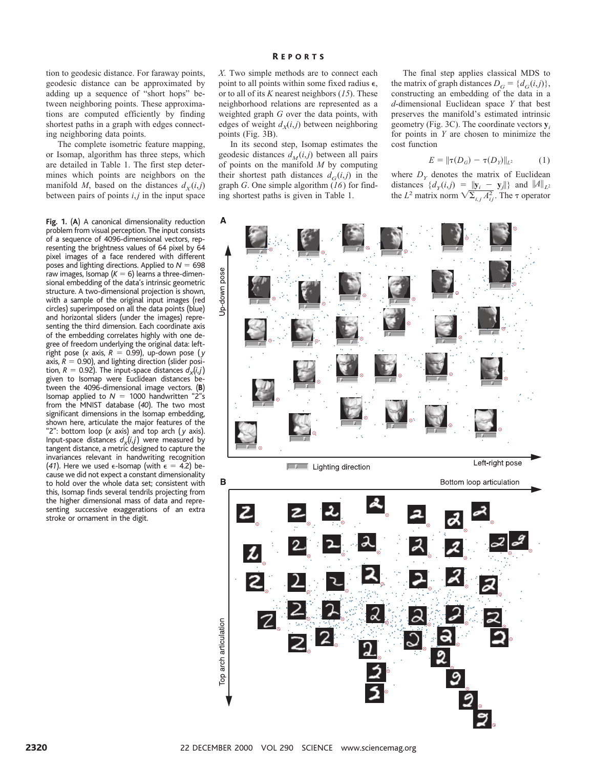tion to geodesic distance. For faraway points, geodesic distance can be approximated by adding up a sequence of "short hops" between neighboring points. These approximations are computed efficiently by finding shortest paths in a graph with edges connecting neighboring data points.

The complete isometric feature mapping, or Isomap, algorithm has three steps, which are detailed in Table 1. The first step determines which points are neighbors on the manifold $M$, based on the distances $d_X(i,j)$ between pairs of points $i,j$ in the input space $X$. Two simple methods are to connect each point to all points within some fixed radius $\epsilon$, or to all of its $K$ nearest neighbors (*15*). These neighborhood relations are represented as a weighted graph $G$ over the data points, with edges of weight $d_X(i,j)$ between neighboring points (Fig. 3B).

In its second step, Isomap estimates the geodesic distances $d_M(i,j)$ between all pairs of points on the manifold $M$ by computing their shortest path distances $d_G(i,j)$ in the graph $G$. One simple algorithm (*16*) for finding shortest paths is given in Table 1.

The final step applies classical MDS to the matrix of graph distances $D_G = \{d_G(i,j)\}$, constructing an embedding of the data in a $d$-dimensional Euclidean space $Y$ that best preserves the manifold's estimated intrinsic geometry (Fig. 3C). The coordinate vectors $\mathbf{y}_i$ for points in $Y$ are chosen to minimize the cost function

$$E = \|\tau(D_G) - \tau(D_Y)\|_{L^2} \qquad (1)$$

where $D_Y$ denotes the matrix of Euclidean distances $\{d_Y(i,j) = \|\mathbf{y}_i - \mathbf{y}_j\|\}$ and $\|A\|_{L^2}$ the $L^2$ matrix norm $\sqrt{\Sigma_{i,j} A_{ij}^2}$. The $\tau$ operator

**Fig. 1.** (**A**) A canonical dimensionality reduction problem from visual perception. The input consists of a sequence of 4096-dimensional vectors, representing the brightness values of 64 pixel by 64 pixel images of a face rendered with different poses and lighting directions. Applied to $N = 698$ raw images, Isomap ($K = 6$) learns a three-dimensional embedding of the data's intrinsic geometric structure. A two-dimensional projection is shown, with a sample of the original input images (red circles) superimposed on all the data points (blue) and horizontal sliders (under the images) representing the third dimension. Each coordinate axis of the embedding correlates highly with one degree of freedom underlying the original data: left-right pose ($x$ axis, $R = 0.99$), up-down pose ($y$ axis, $R = 0.90$), and lighting direction (slider position, $R = 0.92$). The input-space distances $d_X(i,j)$ given to Isomap were Euclidean distances between the 4096-dimensional image vectors. (**B**) Isomap applied to $N = 1000$ handwritten "2"s from the MNIST database (*40*). The two most significant dimensions in the Isomap embedding, shown here, articulate the major features of the "2": bottom loop ($x$ axis) and top arch ($y$ axis). Input-space distances $d_X(i,j)$ were measured by tangent distance, a metric designed to capture the invariances relevant in handwriting recognition (*41*). Here we used $\epsilon$-Isomap (with $\epsilon = 4.2$) because we did not expect a constant dimensionality to hold over the whole data set; consistent with this, Isomap finds several tendrils projecting from the higher dimensional mass of data and representing successive exaggerations of an extra stroke or ornament in the digit.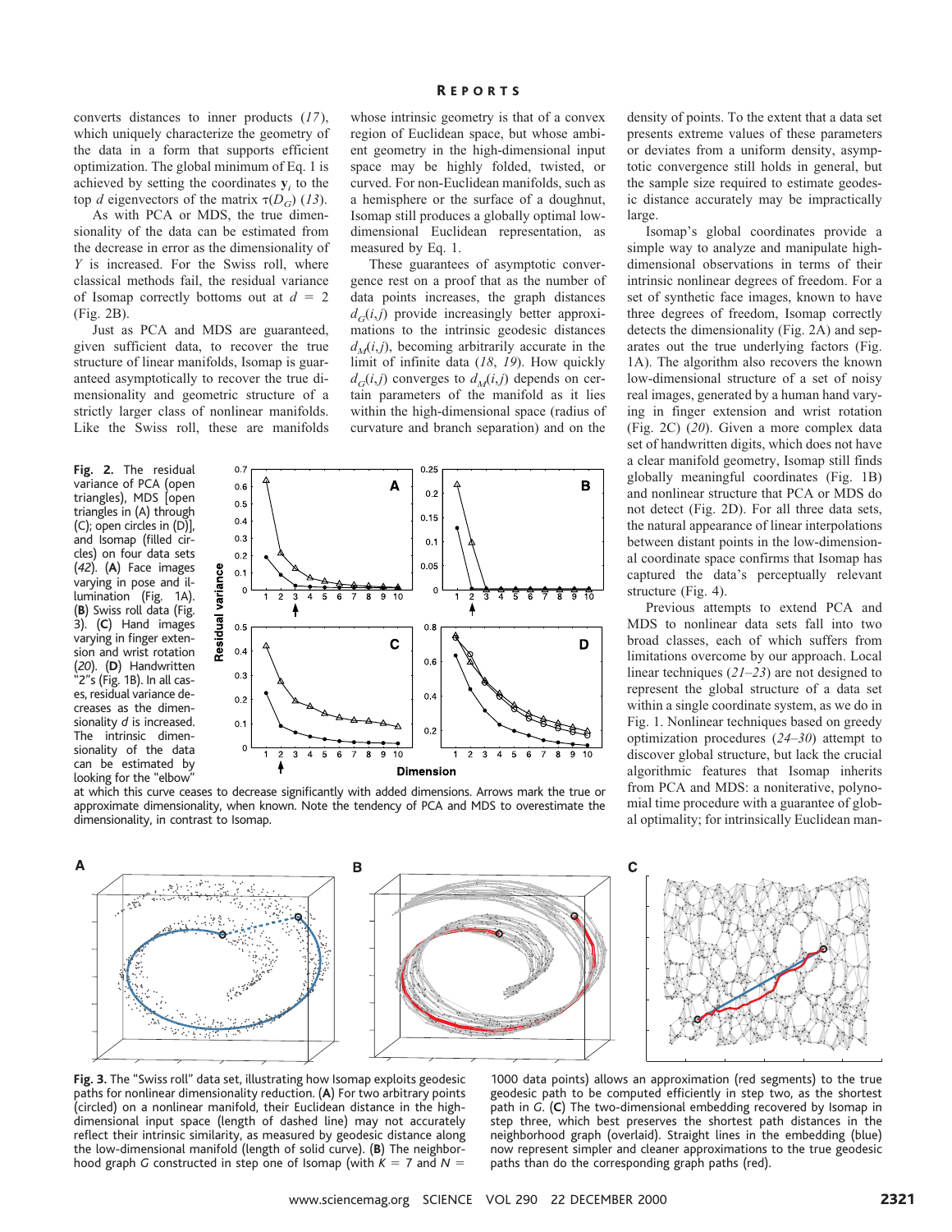converts distances to inner products (17), which uniquely characterize the geometry of the data in a form that supports efficient optimization. The global minimum of Eq. 1 is achieved by setting the coordinates $\mathbf{y}_i$ to the top $d$ eigenvectors of the matrix $\tau(D_G)$ (13).

As with PCA or MDS, the true dimensionality of the data can be estimated from the decrease in error as the dimensionality of $Y$ is increased. For the Swiss roll, where classical methods fail, the residual variance of Isomap correctly bottoms out at $d = 2$ (Fig. 2B).

Just as PCA and MDS are guaranteed, given sufficient data, to recover the true structure of linear manifolds, Isomap is guaranteed asymptotically to recover the true dimensionality and geometric structure of a strictly larger class of nonlinear manifolds. Like the Swiss roll, these are manifolds whose intrinsic geometry is that of a convex region of Euclidean space, but whose ambient geometry in the high-dimensional input space may be highly folded, twisted, or curved. For non-Euclidean manifolds, such as a hemisphere or the surface of a doughnut, Isomap still produces a globally optimal low-dimensional Euclidean representation, as measured by Eq. 1.

These guarantees of asymptotic convergence rest on a proof that as the number of data points increases, the graph distances $d_G(i,j)$ provide increasingly better approximations to the intrinsic geodesic distances $d_M(i,j)$, becoming arbitrarily accurate in the limit of infinite data (18, 19). How quickly $d_G(i,j)$ converges to $d_M(i,j)$ depends on certain parameters of the manifold as it lies within the high-dimensional space (radius of curvature and branch separation) and on the density of points. To the extent that a data set presents extreme values of these parameters or deviates from a uniform density, asymptotic convergence still holds in general, but the sample size required to estimate geodesic distance accurately may be impractically large.

Isomap's global coordinates provide a simple way to analyze and manipulate high-dimensional observations in terms of their intrinsic nonlinear degrees of freedom. For a set of synthetic face images, known to have three degrees of freedom, Isomap correctly detects the dimensionality (Fig. 2A) and separates out the true underlying factors (Fig. 1A). The algorithm also recovers the known low-dimensional structure of a set of noisy real images, generated by a human hand varying in finger extension and wrist rotation (Fig. 2C) (20). Given a more complex data set of handwritten digits, which does not have a clear manifold geometry, Isomap still finds globally meaningful coordinates (Fig. 1B) and nonlinear structure that PCA or MDS do not detect (Fig. 2D). For all three data sets, the natural appearance of linear interpolations between distant points in the low-dimensional coordinate space confirms that Isomap has captured the data's perceptually relevant structure (Fig. 4).

Previous attempts to extend PCA and MDS to nonlinear data sets fall into two broad classes, each of which suffers from limitations overcome by our approach. Local linear techniques (21–23) are not designed to represent the global structure of a data set within a single coordinate system, as we do in Fig. 1. Nonlinear techniques based on greedy optimization procedures (24–30) attempt to discover global structure, but lack the crucial algorithmic features that Isomap inherits from PCA and MDS: a noniterative, polynomial time procedure with a guarantee of global optimality; for intrinsically Euclidean man-

**Fig. 2.** The residual variance of PCA (open triangles), MDS [open triangles in (A) through (C); open circles in (D)], and Isomap (filled circles) on four data sets (42). (**A**) Face images varying in pose and illumination (Fig. 1A). (**B**) Swiss roll data (Fig. 3). (**C**) Hand images varying in finger extension and wrist rotation (20). (**D**) Handwritten "2"s (Fig. 1B). In all cases, residual variance decreases as the dimensionality $d$ is increased. The intrinsic dimensionality of the data can be estimated by looking for the "elbow" at which this curve ceases to decrease significantly with added dimensions. Arrows mark the true or approximate dimensionality, when known. Note the tendency of PCA and MDS to overestimate the dimensionality, in contrast to Isomap.

**Fig. 3.** The "Swiss roll" data set, illustrating how Isomap exploits geodesic paths for nonlinear dimensionality reduction. (**A**) For two arbitrary points (circled) on a nonlinear manifold, their Euclidean distance in the high-dimensional input space (length of dashed line) may not accurately reflect their intrinsic similarity, as measured by geodesic distance along the low-dimensional manifold (length of solid curve). (**B**) The neighborhood graph $G$ constructed in step one of Isomap (with $K = 7$ and $N = 1000$ data points) allows an approximation (red segments) to the true geodesic path to be computed efficiently in step two, as the shortest path in $G$. (**C**) The two-dimensional embedding recovered by Isomap in step three, which best preserves the shortest path distances in the neighborhood graph (overlaid). Straight lines in the embedding (blue) now represent simpler and cleaner approximations to the true geodesic paths than do the corresponding graph paths (red).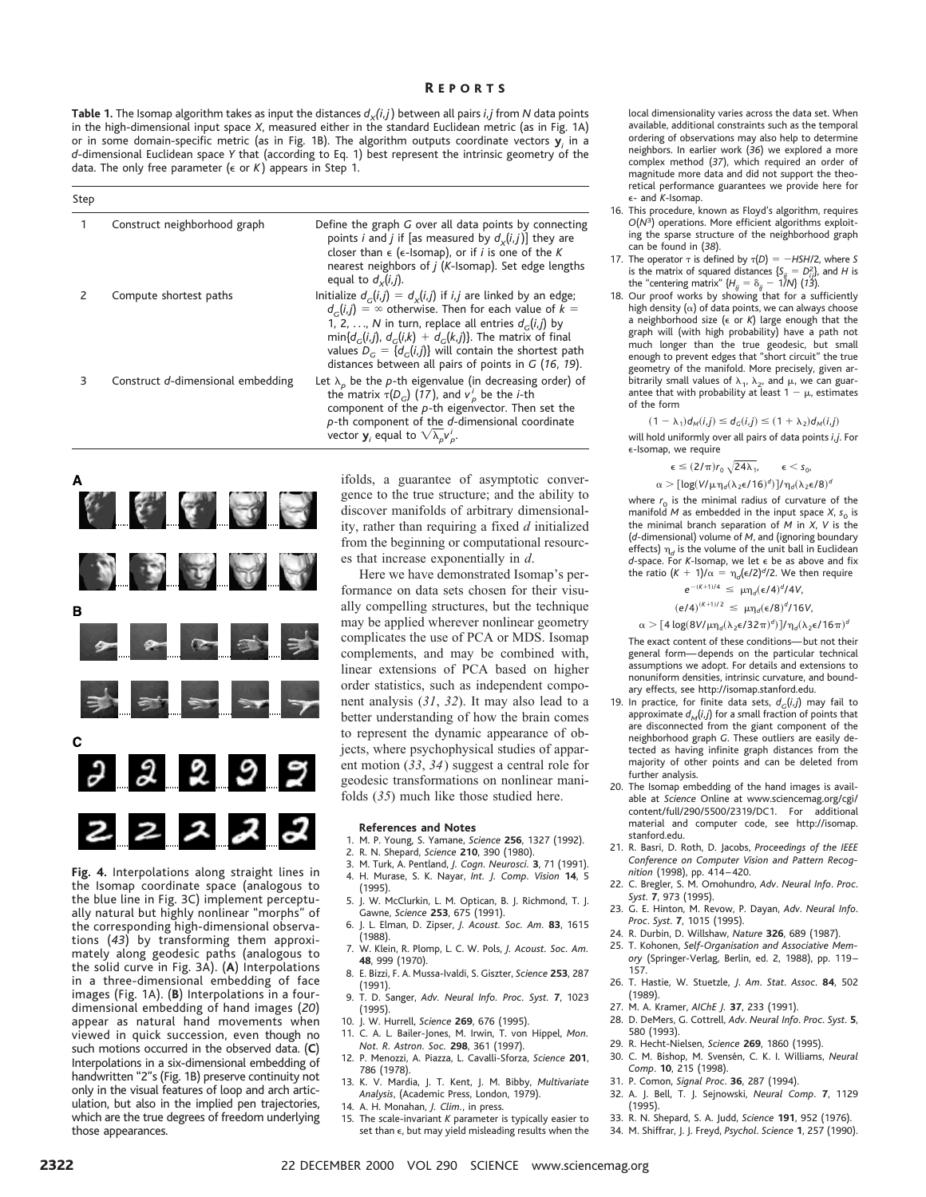**Table 1.** The Isomap algorithm takes as input the distances $d_X(i,j)$ between all pairs $i,j$ from $N$ data points in the high-dimensional input space $X$, measured either in the standard Euclidean metric (as in Fig. 1A) or in some domain-specific metric (as in Fig. 1B). The algorithm outputs coordinate vectors $\mathbf{y}_i$ in a $d$-dimensional Euclidean space $Y$ that (according to Eq. 1) best represent the intrinsic geometry of the data. The only free parameter ($\epsilon$ or $K$) appears in Step 1.

| Step | | |
|---|---|---|
| 1 | Construct neighborhood graph | Define the graph $G$ over all data points by connecting points $i$ and $j$ if [as measured by $d_X(i,j)$] they are closer than $\epsilon$ ($\epsilon$-Isomap), or if $i$ is one of the $K$ nearest neighbors of $j$ ($K$-Isomap). Set edge lengths equal to $d_X(i,j)$. |
| 2 | Compute shortest paths | Initialize $d_G(i,j) = d_X(i,j)$ if $i,j$ are linked by an edge; $d_G(i,j) = \infty$ otherwise. Then for each value of $k = 1, 2, \ldots, N$ in turn, replace all entries $d_G(i,j)$ by $\min\{d_G(i,j), d_G(i,k) + d_G(k,j)\}$. The matrix of final values $D_G = \{d_G(i,j)\}$ will contain the shortest path distances between all pairs of points in $G$ (16, 19). |
| 3 | Construct $d$-dimensional embedding | Let $\lambda_p$ be the $p$-th eigenvalue (in decreasing order) of the matrix $\tau(D_G)$ (17), and $v_p^i$ be the $i$-th component of the $p$-th eigenvector. Then set the $p$-th component of the $d$-dimensional coordinate vector $\mathbf{y}_i$ equal to $\sqrt{\lambda_p}v_p^i$. |

**Fig. 4.** Interpolations along straight lines in the Isomap coordinate space (analogous to the blue line in Fig. 3C) implement perceptually natural but highly nonlinear "morphs" of the corresponding high-dimensional observations (43) by transforming them approximately along geodesic paths (analogous to the solid curve in Fig. 3A). (**A**) Interpolations in a three-dimensional embedding of face images (Fig. 1A). (**B**) Interpolations in a four-dimensional embedding of hand images (20) appear as natural hand movements when viewed in quick succession, even though no such motions occurred in the observed data. (**C**) Interpolations in a six-dimensional embedding of handwritten "2"s (Fig. 1B) preserve continuity not only in the visual features of loop and arch articulation, but also in the implied pen trajectories, which are the true degrees of freedom underlying those appearances.

ifolds, a guarantee of asymptotic convergence to the true structure; and the ability to discover manifolds of arbitrary dimensionality, rather than requiring a fixed $d$ initialized from the beginning or computational resources that increase exponentially in $d$.

Here we have demonstrated Isomap's performance on data sets chosen for their visually compelling structures, but the technique may be applied wherever nonlinear geometry complicates the use of PCA or MDS. Isomap complements, and may be combined with, linear extensions of PCA based on higher order statistics, such as independent component analysis (31, 32). It may also lead to a better understanding of how the brain comes to represent the dynamic appearance of objects, where psychophysical studies of apparent motion (33, 34) suggest a central role for geodesic transformations on nonlinear manifolds (35) much like those studied here.

### References and Notes

1. M. P. Young, S. Yamane, *Science* **256**, 1327 (1992).
2. R. N. Shepard, *Science* **210**, 390 (1980).
3. M. Turk, A. Pentland, *J. Cogn. Neurosci.* **3**, 71 (1991).
4. H. Murase, S. K. Nayar, *Int. J. Comp. Vision* **14**, 5 (1995).
5. J. W. McClurkin, L. M. Optican, B. J. Richmond, T. J. Gawne, *Science* **253**, 675 (1991).
6. J. L. Elman, D. Zipser, *J. Acoust. Soc. Am.* **83**, 1615 (1988).
7. W. Klein, R. Plomp, L. C. W. Pols, *J. Acoust. Soc. Am.* **48**, 999 (1970).
8. E. Bizzi, F. A. Mussa-Ivaldi, S. Giszter, *Science* **253**, 287 (1991).
9. T. D. Sanger, *Adv. Neural Info. Proc. Syst.* **7**, 1023 (1995).
10. J. W. Hurrell, *Science* **269**, 676 (1995).
11. C. A. L. Bailer-Jones, M. Irwin, T. von Hippel, *Mon. Not. R. Astron. Soc.* **298**, 361 (1997).
12. P. Menozzi, A. Piazza, L. Cavalli-Sforza, *Science* **201**, 786 (1978).
13. K. V. Mardia, J. T. Kent, J. M. Bibby, *Multivariate Analysis*, (Academic Press, London, 1979).
14. A. H. Monahan, *J. Clim.*, in press.
15. The scale-invariant $K$ parameter is typically easier to set than $\epsilon$, but may yield misleading results when the local dimensionality varies across the data set. When available, additional constraints such as the temporal ordering of observations may also help to determine neighbors. In earlier work (36) we explored a more complex method (37), which required an order of magnitude more data and did not support the theoretical performance guarantees we provide here for $\epsilon$- and $K$-Isomap.
16. This procedure, known as Floyd's algorithm, requires $O(N^3)$ operations. More efficient algorithms exploiting the sparse structure of the neighborhood graph can be found in (38).
17. The operator $\tau$ is defined by $\tau(D) = -HSH/2$, where $S$ is the matrix of squared distances $\{S_{ij} = D_{ij}^2\}$, and $H$ is the "centering matrix" $\{H_{ij} = \delta_{ij} - 1/N\}$ (13).
18. Our proof works by showing that for a sufficiently high density ($\alpha$) of data points, we can always choose a neighborhood size ($\epsilon$ or $K$) large enough that the graph will (with high probability) have a path not much longer than the true geodesic, but small enough to prevent edges that "short circuit" the true geometry of the manifold. More precisely, given arbitrarily small values of $\lambda_1$, $\lambda_2$, and $\mu$, we can guarantee that with probability at least $1 - \mu$, estimates of the form
$$(1 - \lambda_1)d_M(i,j) \le d_G(i,j) \le (1 + \lambda_2)d_M(i,j)$$
will hold uniformly over all pairs of data points $i,j$. For $\epsilon$-Isomap, we require
$$\epsilon \le (2/\pi)r_0\sqrt{24\lambda_1}, \qquad \epsilon < s_0,$$
$$\alpha > [\log(V/\mu\eta_d(\lambda_2\epsilon/16)^d)]/\eta_d(\lambda_2\epsilon/8)^d$$
where $r_0$ is the minimal radius of curvature of the manifold $M$ as embedded in the input space $X$, $s_0$ is the minimal branch separation of $M$ in $X$, $V$ is the ($d$-dimensional) volume of $M$, and (ignoring boundary effects) $\eta_d$ is the volume of the unit ball in Euclidean $d$-space. For $K$-Isomap, we let $\epsilon$ be as above and fix the ratio $(K + 1)/\alpha = \eta_d(\epsilon/2)^d/2$. We then require
$$e^{-(K+1)/4} \le \mu\eta_d(\epsilon/4)^d/4V,$$
$$(e/4)^{(K+1)/2} \le \mu\eta_d(\epsilon/8)^d/16V,$$
$$\alpha > [4\log(8V/\mu\eta_d(\lambda_2\epsilon/32\pi)^d)]/\eta_d(\lambda_2\epsilon/16\pi)^d$$
The exact content of these conditions—but not their general form—depends on the particular technical assumptions we adopt. For details and extensions to nonuniform densities, intrinsic curvature, and boundary effects, see http://isomap.stanford.edu.
19. In practice, for finite data sets, $d_G(i,j)$ may fail to approximate $d_M(i,j)$ for a small fraction of points that are disconnected from the giant component of the neighborhood graph $G$. These outliers are easily detected as having infinite graph distances from the majority of other points and can be deleted from further analysis.
20. The Isomap embedding of the hand images is available at *Science* Online at www.sciencemag.org/cgi/content/full/290/5500/2319/DC1. For additional material and computer code, see http://isomap.stanford.edu.
21. R. Basri, D. Roth, D. Jacobs, *Proceedings of the IEEE Conference on Computer Vision and Pattern Recognition* (1998), pp. 414–420.
22. C. Bregler, S. M. Omohundro, *Adv. Neural Info. Proc. Syst.* **7**, 973 (1995).
23. G. E. Hinton, M. Revow, P. Dayan, *Adv. Neural Info. Proc. Syst.* **7**, 1015 (1995).
24. R. Durbin, D. Willshaw, *Nature* **326**, 689 (1987).
25. T. Kohonen, *Self-Organisation and Associative Memory* (Springer-Verlag, Berlin, ed. 2, 1988), pp. 119–157.
26. T. Hastie, W. Stuetzle, *J. Am. Stat. Assoc.* **84**, 502 (1989).
27. M. A. Kramer, *AIChE J.* **37**, 233 (1991).
28. D. DeMers, G. Cottrell, *Adv. Neural Info. Proc. Syst.* **5**, 580 (1993).
29. R. Hecht-Nielsen, *Science* **269**, 1860 (1995).
30. C. M. Bishop, M. Svensén, C. K. I. Williams, *Neural Comp.* **10**, 215 (1998).
31. P. Comon, *Signal Proc.* **36**, 287 (1994).
32. A. J. Bell, T. J. Sejnowski, *Neural Comp.* **7**, 1129 (1995).
33. R. N. Shepard, S. A. Judd, *Science* **191**, 952 (1976).
34. M. Shiffrar, J. J. Freyd, *Psychol. Science* **1**, 257 (1990).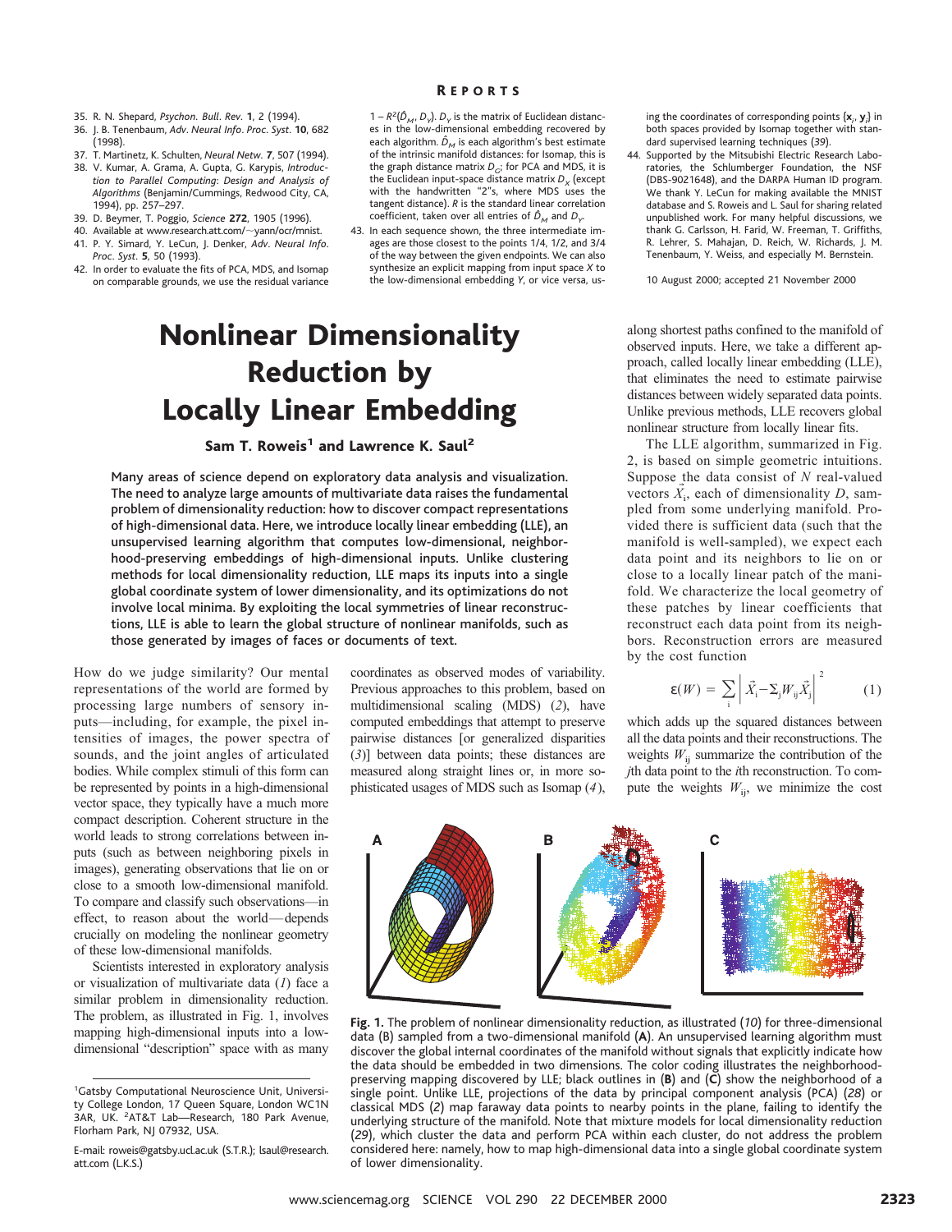35. R. N. Shepard, *Psychon. Bull. Rev.* **1**, 2 (1994).
36. J. B. Tenenbaum, *Adv. Neural Info. Proc. Syst.* **10**, 682 (1998).
37. T. Martinetz, K. Schulten, *Neural Netw.* **7**, 507 (1994).
38. V. Kumar, A. Grama, A. Gupta, G. Karypis, *Introduction to Parallel Computing: Design and Analysis of Algorithms* (Benjamin/Cummings, Redwood City, CA, 1994), pp. 257–297.
39. D. Beymer, T. Poggio, *Science* **272**, 1905 (1996).
40. Available at www.research.att.com/~yann/ocr/mnist.
41. P. Y. Simard, Y. LeCun, J. Denker, *Adv. Neural Info. Proc. Syst.* **5**, 50 (1993).
42. In order to evaluate the fits of PCA, MDS, and Isomap on comparable grounds, we use the residual variance $1 - R^2(\hat{D}_M, D_Y)$. $D_Y$ is the matrix of Euclidean distances in the low-dimensional embedding recovered by each algorithm. $\hat{D}_M$ is each algorithm's best estimate of the intrinsic manifold distances: for Isomap, this is the graph distance matrix $D_G$; for PCA and MDS, it is the Euclidean input-space distance matrix $D_X$ (except with the handwritten "2"s, where MDS uses the tangent distance). $R$ is the standard linear correlation coefficient, taken over all entries of $\hat{D}_M$ and $D_Y$.
43. In each sequence shown, the three intermediate images are those closest to the points 1/4, 1/2, and 3/4 of the way between the given endpoints. We can also synthesize an explicit mapping from input space $X$ to the low-dimensional embedding $Y$, or vice versa, using the coordinates of corresponding points $\{\mathbf{x}_i, \mathbf{y}_i\}$ in both spaces provided by Isomap together with standard supervised learning techniques (*39*).
44. Supported by the Mitsubishi Electric Research Laboratories, the Schlumberger Foundation, the NSF (DBS-9021648), and the DARPA Human ID program. We thank Y. LeCun for making available the MNIST database and S. Roweis and L. Saul for sharing related unpublished work. For many helpful discussions, we thank G. Carlsson, H. Farid, W. Freeman, T. Griffiths, R. Lehrer, S. Mahajan, D. Reich, W. Richards, J. M. Tenenbaum, Y. Weiss, and especially M. Bernstein.

10 August 2000; accepted 21 November 2000

# Nonlinear Dimensionality Reduction by Locally Linear Embedding

**Sam T. Roweis[1] and Lawrence K. Saul[2]**

**Many areas of science depend on exploratory data analysis and visualization. The need to analyze large amounts of multivariate data raises the fundamental problem of dimensionality reduction: how to discover compact representations of high-dimensional data. Here, we introduce locally linear embedding (LLE), an unsupervised learning algorithm that computes low-dimensional, neighborhood-preserving embeddings of high-dimensional inputs. Unlike clustering methods for local dimensionality reduction, LLE maps its inputs into a single global coordinate system of lower dimensionality, and its optimizations do not involve local minima. By exploiting the local symmetries of linear reconstructions, LLE is able to learn the global structure of nonlinear manifolds, such as those generated by images of faces or documents of text.**

How do we judge similarity? Our mental representations of the world are formed by processing large numbers of sensory inputs—including, for example, the pixel intensities of images, the power spectra of sounds, and the joint angles of articulated bodies. While complex stimuli of this form can be represented by points in a high-dimensional vector space, they typically have a much more compact description. Coherent structure in the world leads to strong correlations between inputs (such as between neighboring pixels in images), generating observations that lie on or close to a smooth low-dimensional manifold. To compare and classify such observations—in effect, to reason about the world—depends crucially on modeling the nonlinear geometry of these low-dimensional manifolds.

Scientists interested in exploratory analysis or visualization of multivariate data (*1*) face a similar problem in dimensionality reduction. The problem, as illustrated in Fig. 1, involves mapping high-dimensional inputs into a low-dimensional "description" space with as many coordinates as observed modes of variability. Previous approaches to this problem, based on multidimensional scaling (MDS) (*2*), have computed embeddings that attempt to preserve pairwise distances [or generalized disparities (*3*)] between data points; these distances are measured along straight lines or, in more sophisticated usages of MDS such as Isomap (*4*), along shortest paths confined to the manifold of observed inputs. Here, we take a different approach, called locally linear embedding (LLE), that eliminates the need to estimate pairwise distances between widely separated data points. Unlike previous methods, LLE recovers global nonlinear structure from locally linear fits.

The LLE algorithm, summarized in Fig. 2, is based on simple geometric intuitions. Suppose the data consist of $N$ real-valued vectors $\vec{X}_i$, each of dimensionality $D$, sampled from some underlying manifold. Provided there is sufficient data (such that the manifold is well-sampled), we expect each data point and its neighbors to lie on or close to a locally linear patch of the manifold. We characterize the local geometry of these patches by linear coefficients that reconstruct each data point from its neighbors. Reconstruction errors are measured by the cost function

$$\varepsilon(W) = \sum_i \left| \vec{X}_i - \Sigma_j W_{ij} \vec{X}_j \right|^2 \qquad (1)$$

which adds up the squared distances between all the data points and their reconstructions. The weights $W_{ij}$ summarize the contribution of the $j$th data point to the $i$th reconstruction. To compute the weights $W_{ij}$, we minimize the cost

A

B

C

**Fig. 1.** The problem of nonlinear dimensionality reduction, as illustrated (*10*) for three-dimensional data (B) sampled from a two-dimensional manifold (**A**). An unsupervised learning algorithm must discover the global internal coordinates of the manifold without signals that explicitly indicate how the data should be embedded in two dimensions. The color coding illustrates the neighborhood-preserving mapping discovered by LLE; black outlines in (**B**) and (**C**) show the neighborhood of a single point. Unlike LLE, projections of the data by principal component analysis (PCA) (*28*) or classical MDS (*2*) map faraway data points to nearby points in the plane, failing to identify the underlying structure of the manifold. Note that mixture models for local dimensionality reduction (*29*), which cluster the data and perform PCA within each cluster, do not address the problem considered here: namely, how to map high-dimensional data into a single global coordinate system of lower dimensionality.

[1]Gatsby Computational Neuroscience Unit, University College London, 17 Queen Square, London WC1N 3AR, UK. [2]AT&T Lab—Research, 180 Park Avenue, Florham Park, NJ 07932, USA.

E-mail: roweis@gatsby.ucl.ac.uk (S.T.R.); lsaul@research.att.com (L.K.S.)